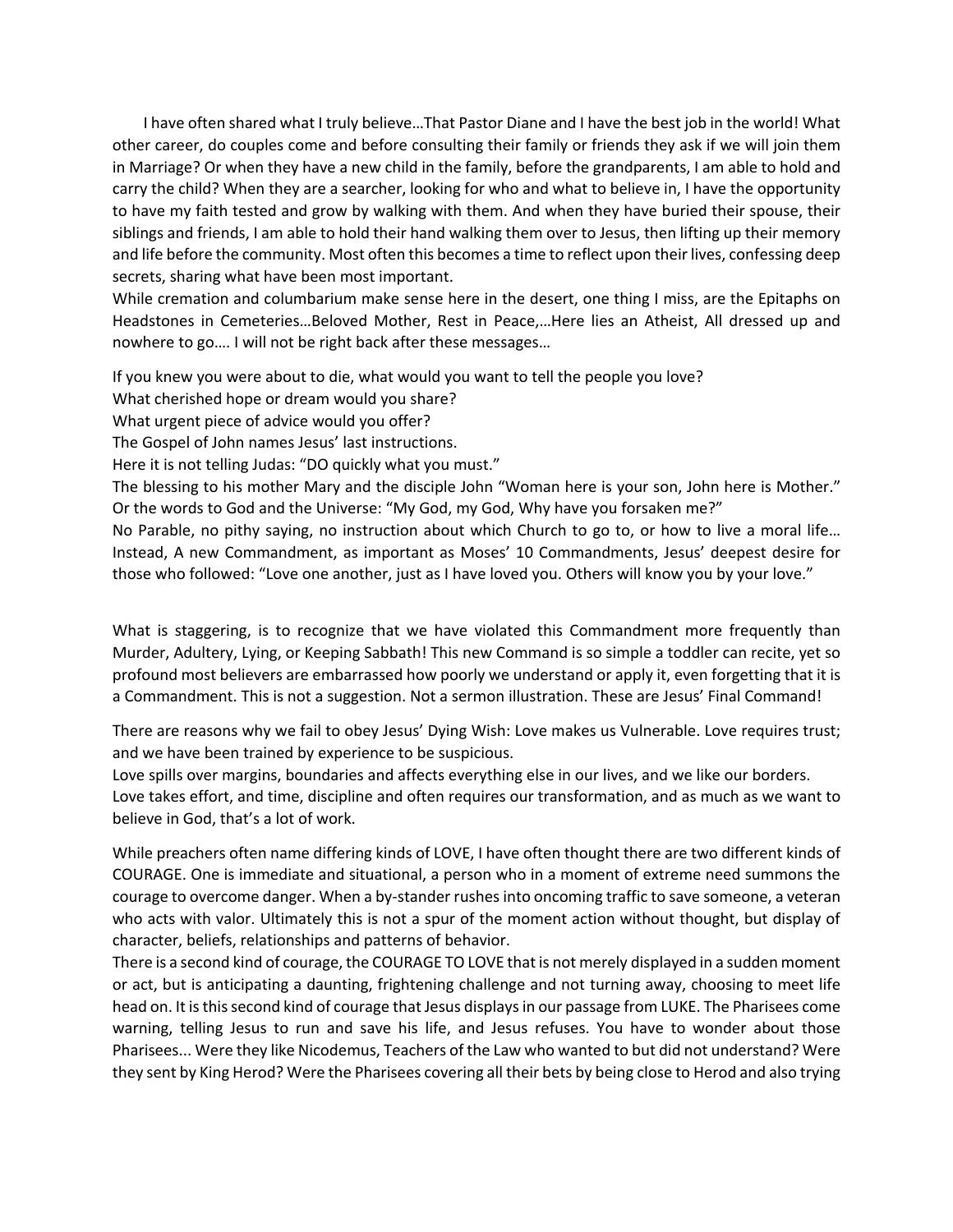I have often shared what I truly believe…That Pastor Diane and I have the best job in the world! What other career, do couples come and before consulting their family or friends they ask if we will join them in Marriage? Or when they have a new child in the family, before the grandparents, I am able to hold and carry the child? When they are a searcher, looking for who and what to believe in, I have the opportunity to have my faith tested and grow by walking with them. And when they have buried their spouse, their siblings and friends, I am able to hold their hand walking them over to Jesus, then lifting up their memory and life before the community. Most often this becomes a time to reflect upon their lives, confessing deep secrets, sharing what have been most important.

While cremation and columbarium make sense here in the desert, one thing I miss, are the Epitaphs on Headstones in Cemeteries…Beloved Mother, Rest in Peace,…Here lies an Atheist, All dressed up and nowhere to go…. I will not be right back after these messages…

If you knew you were about to die, what would you want to tell the people you love?
What cherished hope or dream would you share?
What urgent piece of advice would you offer?
The Gospel of John names Jesus' last instructions.
Here it is not telling Judas: "DO quickly what you must."
The blessing to his mother Mary and the disciple John "Woman here is your son, John here is Mother."
Or the words to God and the Universe: "My God, my God, Why have you forsaken me?"
No Parable, no pithy saying, no instruction about which Church to go to, or how to live a moral life… Instead, A new Commandment, as important as Moses' 10 Commandments, Jesus' deepest desire for those who followed: "Love one another, just as I have loved you. Others will know you by your love."

What is staggering, is to recognize that we have violated this Commandment more frequently than Murder, Adultery, Lying, or Keeping Sabbath! This new Command is so simple a toddler can recite, yet so profound most believers are embarrassed how poorly we understand or apply it, even forgetting that it is a Commandment. This is not a suggestion. Not a sermon illustration. These are Jesus' Final Command!

There are reasons why we fail to obey Jesus' Dying Wish: Love makes us Vulnerable. Love requires trust; and we have been trained by experience to be suspicious.
Love spills over margins, boundaries and affects everything else in our lives, and we like our borders.
Love takes effort, and time, discipline and often requires our transformation, and as much as we want to believe in God, that's a lot of work.

While preachers often name differing kinds of LOVE, I have often thought there are two different kinds of COURAGE. One is immediate and situational, a person who in a moment of extreme need summons the courage to overcome danger. When a by-stander rushes into oncoming traffic to save someone, a veteran who acts with valor. Ultimately this is not a spur of the moment action without thought, but display of character, beliefs, relationships and patterns of behavior.
There is a second kind of courage, the COURAGE TO LOVE that is not merely displayed in a sudden moment or act, but is anticipating a daunting, frightening challenge and not turning away, choosing to meet life head on. It is this second kind of courage that Jesus displays in our passage from LUKE. The Pharisees come warning, telling Jesus to run and save his life, and Jesus refuses. You have to wonder about those Pharisees... Were they like Nicodemus, Teachers of the Law who wanted to but did not understand? Were they sent by King Herod? Were the Pharisees covering all their bets by being close to Herod and also trying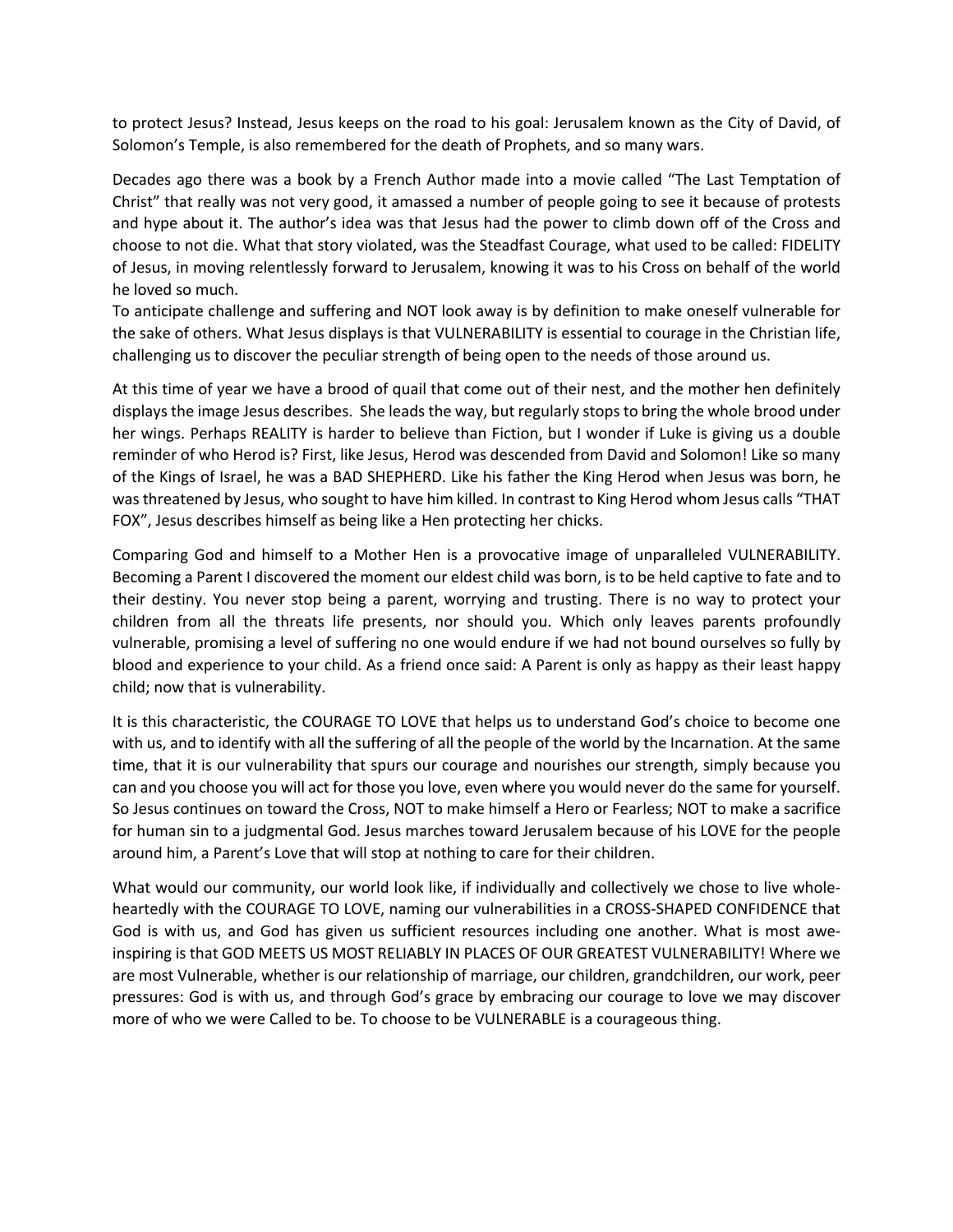to protect Jesus? Instead, Jesus keeps on the road to his goal: Jerusalem known as the City of David, of Solomon's Temple, is also remembered for the death of Prophets, and so many wars.

Decades ago there was a book by a French Author made into a movie called "The Last Temptation of Christ" that really was not very good, it amassed a number of people going to see it because of protests and hype about it. The author's idea was that Jesus had the power to climb down off of the Cross and choose to not die. What that story violated, was the Steadfast Courage, what used to be called: FIDELITY of Jesus, in moving relentlessly forward to Jerusalem, knowing it was to his Cross on behalf of the world he loved so much.

To anticipate challenge and suffering and NOT look away is by definition to make oneself vulnerable for the sake of others. What Jesus displays is that VULNERABILITY is essential to courage in the Christian life, challenging us to discover the peculiar strength of being open to the needs of those around us.

At this time of year we have a brood of quail that come out of their nest, and the mother hen definitely displays the image Jesus describes. She leads the way, but regularly stops to bring the whole brood under her wings. Perhaps REALITY is harder to believe than Fiction, but I wonder if Luke is giving us a double reminder of who Herod is? First, like Jesus, Herod was descended from David and Solomon! Like so many of the Kings of Israel, he was a BAD SHEPHERD. Like his father the King Herod when Jesus was born, he was threatened by Jesus, who sought to have him killed. In contrast to King Herod whom Jesus calls "THAT FOX", Jesus describes himself as being like a Hen protecting her chicks.

Comparing God and himself to a Mother Hen is a provocative image of unparalleled VULNERABILITY. Becoming a Parent I discovered the moment our eldest child was born, is to be held captive to fate and to their destiny. You never stop being a parent, worrying and trusting. There is no way to protect your children from all the threats life presents, nor should you. Which only leaves parents profoundly vulnerable, promising a level of suffering no one would endure if we had not bound ourselves so fully by blood and experience to your child. As a friend once said: A Parent is only as happy as their least happy child; now that is vulnerability.

It is this characteristic, the COURAGE TO LOVE that helps us to understand God's choice to become one with us, and to identify with all the suffering of all the people of the world by the Incarnation. At the same time, that it is our vulnerability that spurs our courage and nourishes our strength, simply because you can and you choose you will act for those you love, even where you would never do the same for yourself. So Jesus continues on toward the Cross, NOT to make himself a Hero or Fearless; NOT to make a sacrifice for human sin to a judgmental God. Jesus marches toward Jerusalem because of his LOVE for the people around him, a Parent's Love that will stop at nothing to care for their children.

What would our community, our world look like, if individually and collectively we chose to live whole-heartedly with the COURAGE TO LOVE, naming our vulnerabilities in a CROSS-SHAPED CONFIDENCE that God is with us, and God has given us sufficient resources including one another. What is most awe-inspiring is that GOD MEETS US MOST RELIABLY IN PLACES OF OUR GREATEST VULNERABILITY! Where we are most Vulnerable, whether is our relationship of marriage, our children, grandchildren, our work, peer pressures: God is with us, and through God's grace by embracing our courage to love we may discover more of who we were Called to be. To choose to be VULNERABLE is a courageous thing.